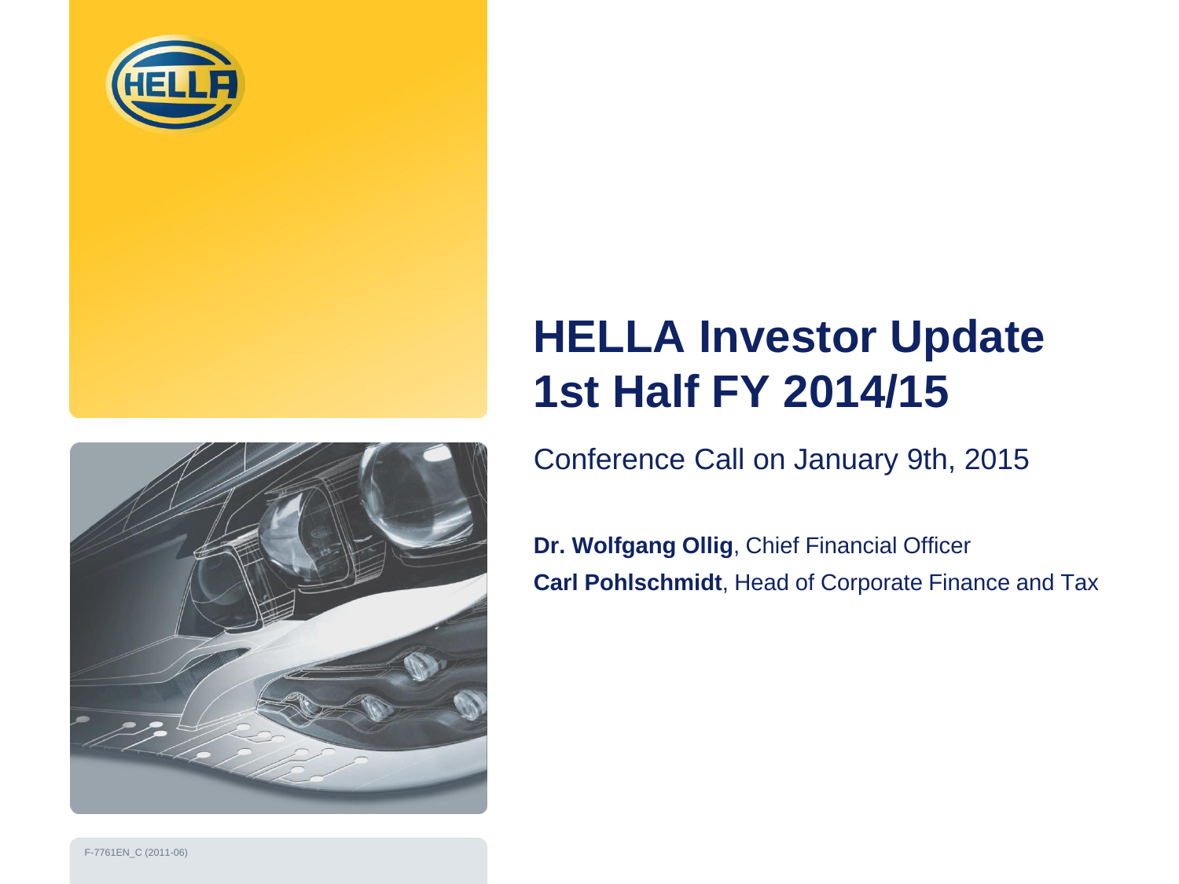# HELLA Investor Update 1st Half FY 2014/15

Conference Call on January 9th, 2015

**Dr. Wolfgang Ollig**, Chief Financial Officer

**Carl Pohlschmidt**, Head of Corporate Finance and Tax

F-7761EN_C (2011-06)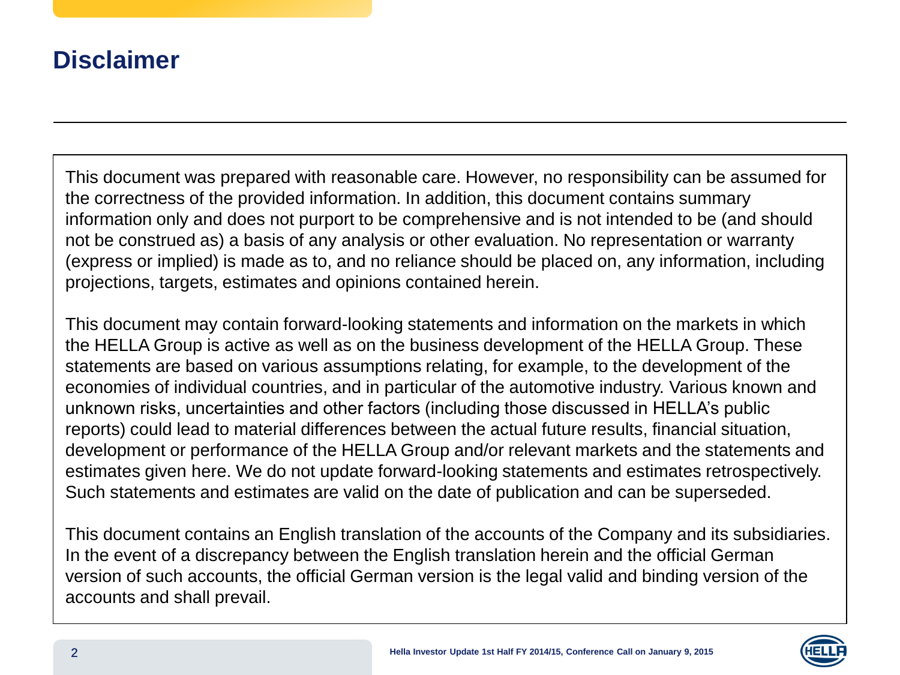# Disclaimer

This document was prepared with reasonable care. However, no responsibility can be assumed for the correctness of the provided information. In addition, this document contains summary information only and does not purport to be comprehensive and is not intended to be (and should not be construed as) a basis of any analysis or other evaluation. No representation or warranty (express or implied) is made as to, and no reliance should be placed on, any information, including projections, targets, estimates and opinions contained herein.

This document may contain forward-looking statements and information on the markets in which the HELLA Group is active as well as on the business development of the HELLA Group. These statements are based on various assumptions relating, for example, to the development of the economies of individual countries, and in particular of the automotive industry. Various known and unknown risks, uncertainties and other factors (including those discussed in HELLA's public reports) could lead to material differences between the actual future results, financial situation, development or performance of the HELLA Group and/or relevant markets and the statements and estimates given here. We do not update forward-looking statements and estimates retrospectively. Such statements and estimates are valid on the date of publication and can be superseded.

This document contains an English translation of the accounts of the Company and its subsidiaries. In the event of a discrepancy between the English translation herein and the official German version of such accounts, the official German version is the legal valid and binding version of the accounts and shall prevail.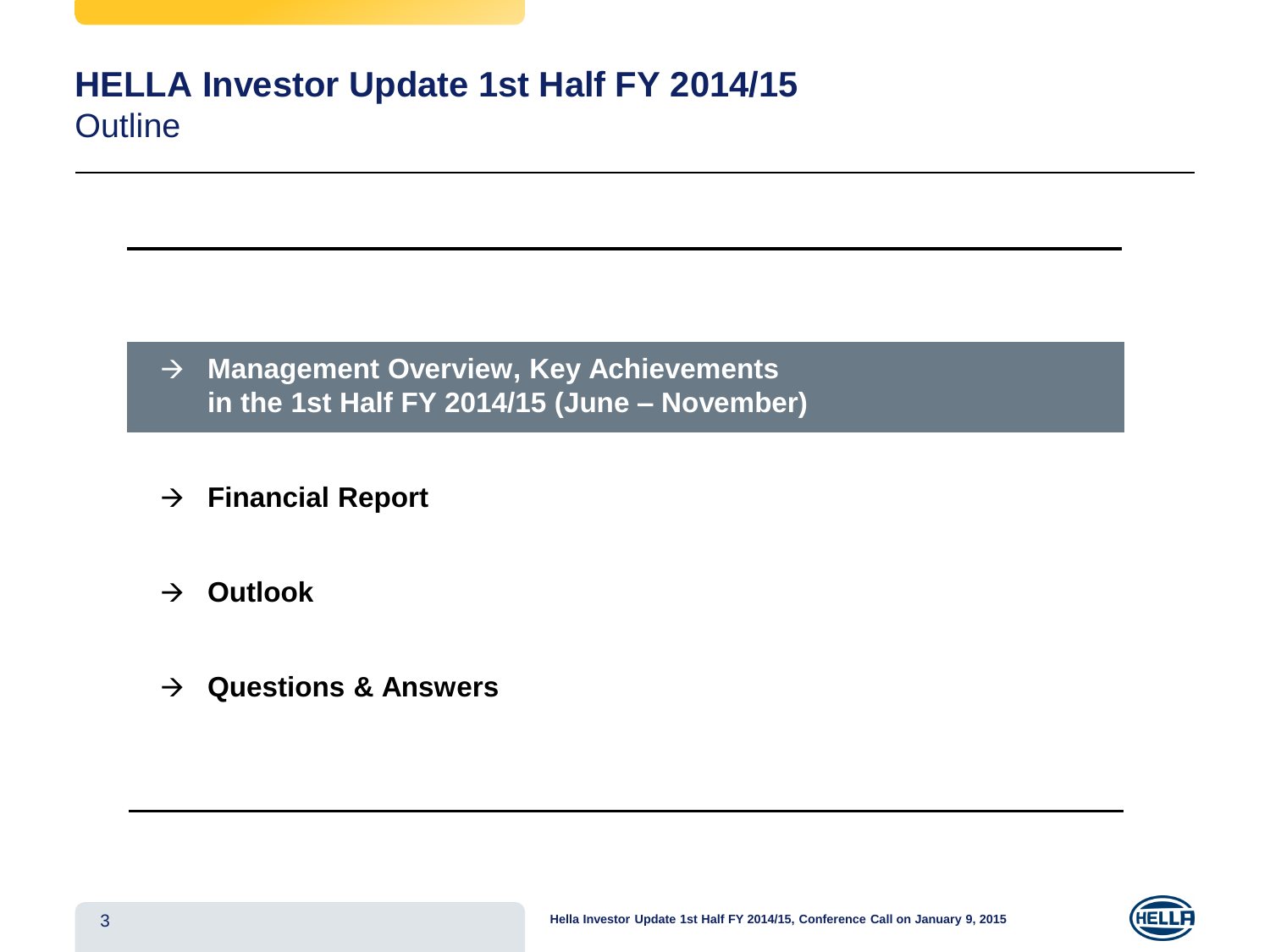# HELLA Investor Update 1st Half FY 2014/15

## Outline

- → **Management Overview, Key Achievements in the 1st Half FY 2014/15 (June – November)**
- → **Financial Report**
- → **Outlook**
- → **Questions & Answers**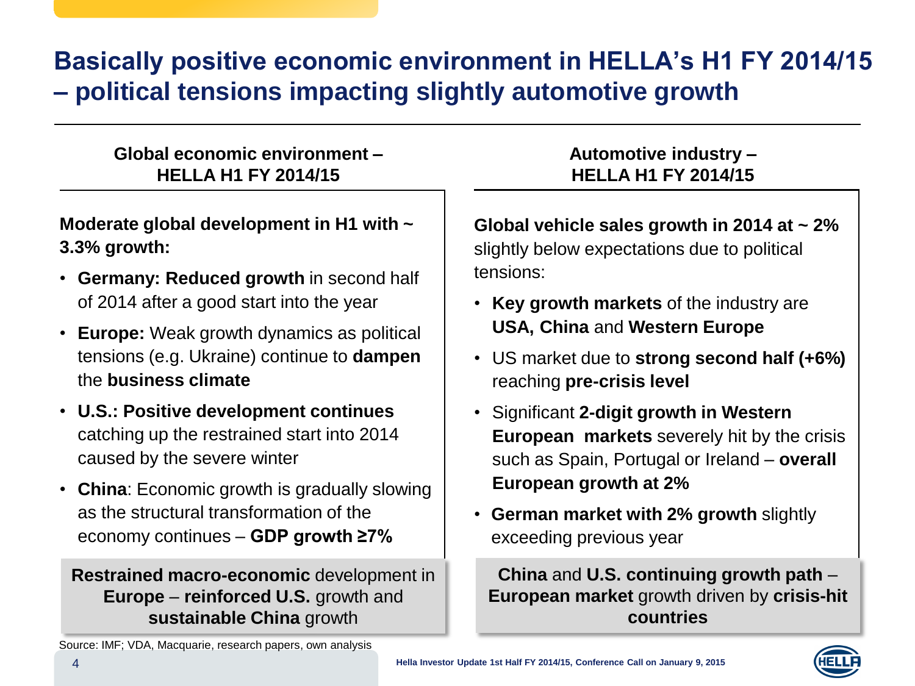# Basically positive economic environment in HELLA's H1 FY 2014/15 – political tensions impacting slightly automotive growth

## Global economic environment – HELLA H1 FY 2014/15

**Moderate global development in H1 with ~ 3.3% growth:**

- **Germany: Reduced growth** in second half of 2014 after a good start into the year
- **Europe:** Weak growth dynamics as political tensions (e.g. Ukraine) continue to **dampen** the **business climate**
- **U.S.: Positive development continues** catching up the restrained start into 2014 caused by the severe winter
- **China**: Economic growth is gradually slowing as the structural transformation of the economy continues – **GDP growth ≥7%**

**Restrained macro-economic** development in **Europe** – **reinforced U.S.** growth and **sustainable China** growth

## Automotive industry – HELLA H1 FY 2014/15

**Global vehicle sales growth in 2014 at ~ 2%** slightly below expectations due to political tensions:

- **Key growth markets** of the industry are **USA, China** and **Western Europe**
- US market due to **strong second half (+6%)** reaching **pre-crisis level**
- Significant **2-digit growth in Western European markets** severely hit by the crisis such as Spain, Portugal or Ireland – **overall European growth at 2%**
- **German market with 2% growth** slightly exceeding previous year

**China** and **U.S. continuing growth path** – **European market** growth driven by **crisis-hit countries**

Source: IMF; VDA, Macquarie, research papers, own analysis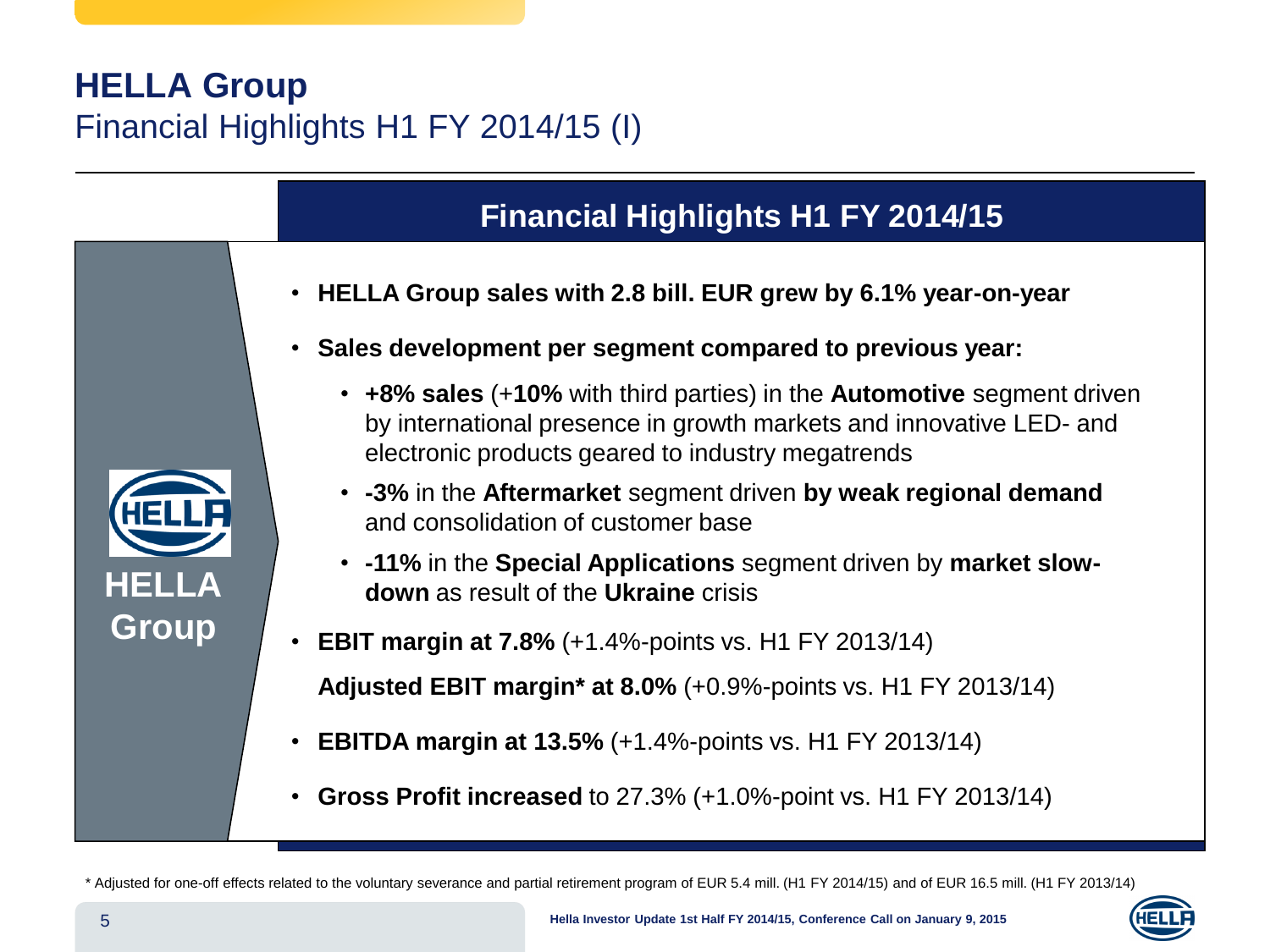# HELLA Group
## Financial Highlights H1 FY 2014/15 (I)

HELLA Group

### Financial Highlights H1 FY 2014/15

- **HELLA Group sales with 2.8 bill. EUR grew by 6.1% year-on-year**
- **Sales development per segment compared to previous year:**
  - **+8% sales** (+**10%** with third parties) in the **Automotive** segment driven by international presence in growth markets and innovative LED- and electronic products geared to industry megatrends
  - **-3%** in the **Aftermarket** segment driven **by weak regional demand** and consolidation of customer base
  - **-11%** in the **Special Applications** segment driven by **market slow-down** as result of the **Ukraine** crisis
- **EBIT margin at 7.8%** (+1.4%-points vs. H1 FY 2013/14)

  **Adjusted EBIT margin* at 8.0%** (+0.9%-points vs. H1 FY 2013/14)
- **EBITDA margin at 13.5%** (+1.4%-points vs. H1 FY 2013/14)
- **Gross Profit increased** to 27.3% (+1.0%-point vs. H1 FY 2013/14)

* Adjusted for one-off effects related to the voluntary severance and partial retirement program of EUR 5.4 mill. (H1 FY 2014/15) and of EUR 16.5 mill. (H1 FY 2013/14)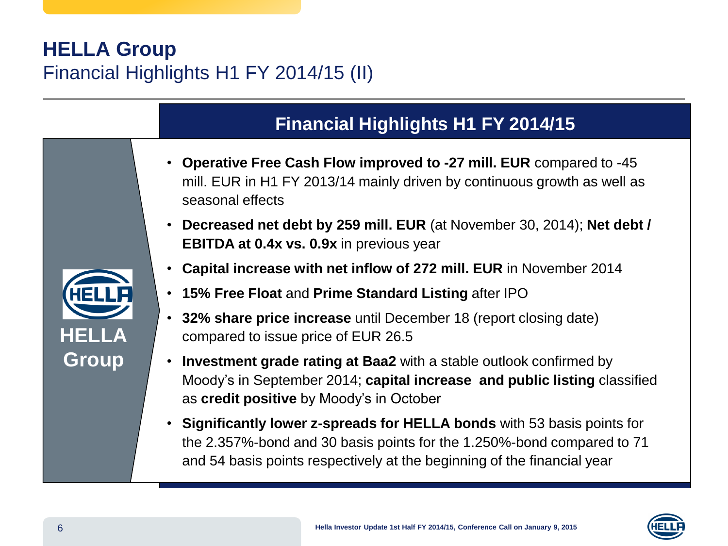# HELLA Group

## Financial Highlights H1 FY 2014/15 (II)

HELLA Group

### Financial Highlights H1 FY 2014/15

- **Operative Free Cash Flow improved to -27 mill. EUR** compared to -45 mill. EUR in H1 FY 2013/14 mainly driven by continuous growth as well as seasonal effects
- **Decreased net debt by 259 mill. EUR** (at November 30, 2014); **Net debt / EBITDA at 0.4x vs. 0.9x** in previous year
- **Capital increase with net inflow of 272 mill. EUR** in November 2014
- **15% Free Float** and **Prime Standard Listing** after IPO
- **32% share price increase** until December 18 (report closing date) compared to issue price of EUR 26.5
- **Investment grade rating at Baa2** with a stable outlook confirmed by Moody's in September 2014; **capital increase and public listing** classified as **credit positive** by Moody's in October
- **Significantly lower z-spreads for HELLA bonds** with 53 basis points for the 2.357%-bond and 30 basis points for the 1.250%-bond compared to 71 and 54 basis points respectively at the beginning of the financial year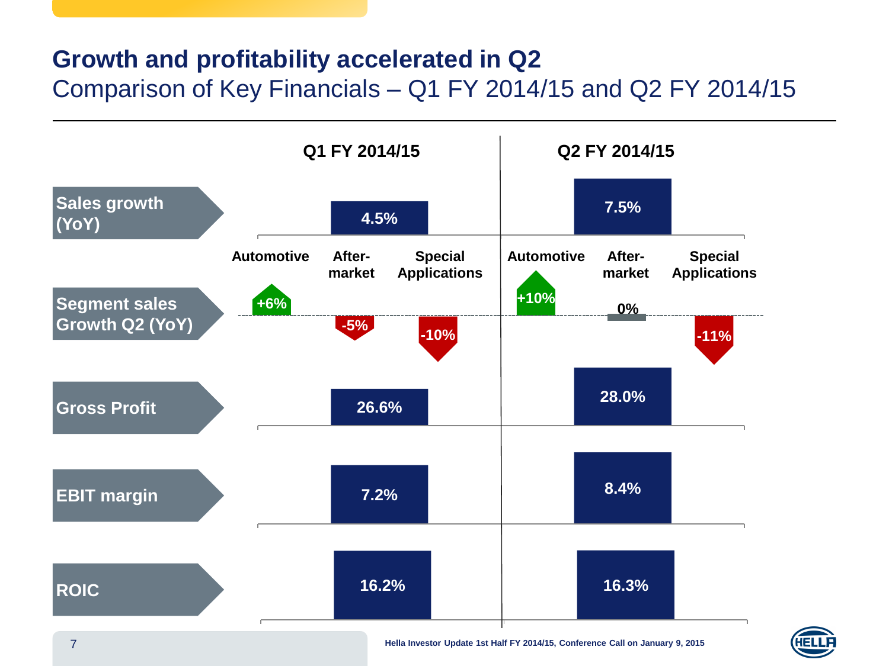# Growth and profitability accelerated in Q2

## Comparison of Key Financials – Q1 FY 2014/15 and Q2 FY 2014/15

Q1 FY 2014/15

Q2 FY 2014/15

Sales growth (YoY)

4.5%

7.5%

Segment sales Growth Q2 (YoY)

Automotive

After-market

Special Applications

+6%

-5%

-10%

Automotive

After-market

Special Applications

+10%

0%

-11%

Gross Profit

26.6%

28.0%

EBIT margin

7.2%

8.4%

ROIC

16.2%

16.3%

Hella Investor Update 1st Half FY 2014/15, Conference Call on January 9, 2015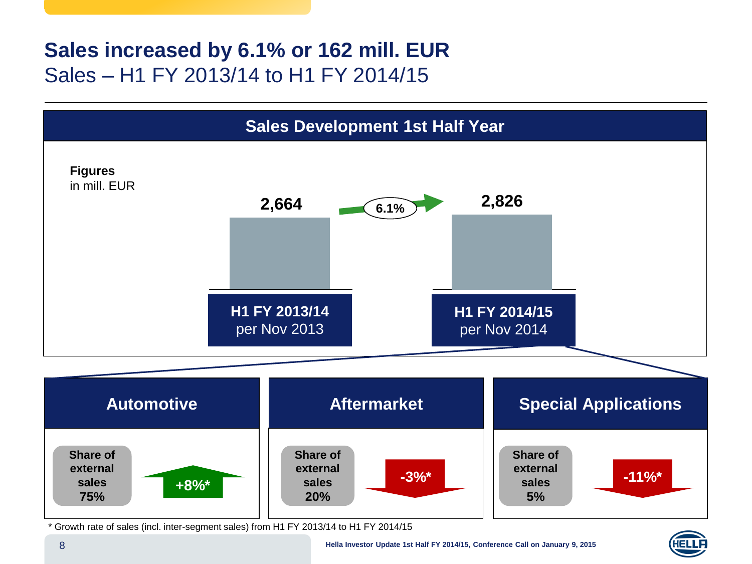# Sales increased by 6.1% or 162 mill. EUR

## Sales – H1 FY 2013/14 to H1 FY 2014/15

### Sales Development 1st Half Year

**Figures**
in mill. EUR

2,664

6.1%

2,826

**H1 FY 2013/14**
per Nov 2013

**H1 FY 2014/15**
per Nov 2014

### Automotive

Share of external sales 75%

+8%*

### Aftermarket

Share of external sales 20%

-3%*

### Special Applications

Share of external sales 5%

-11%*

* Growth rate of sales (incl. inter-segment sales) from H1 FY 2013/14 to H1 FY 2014/15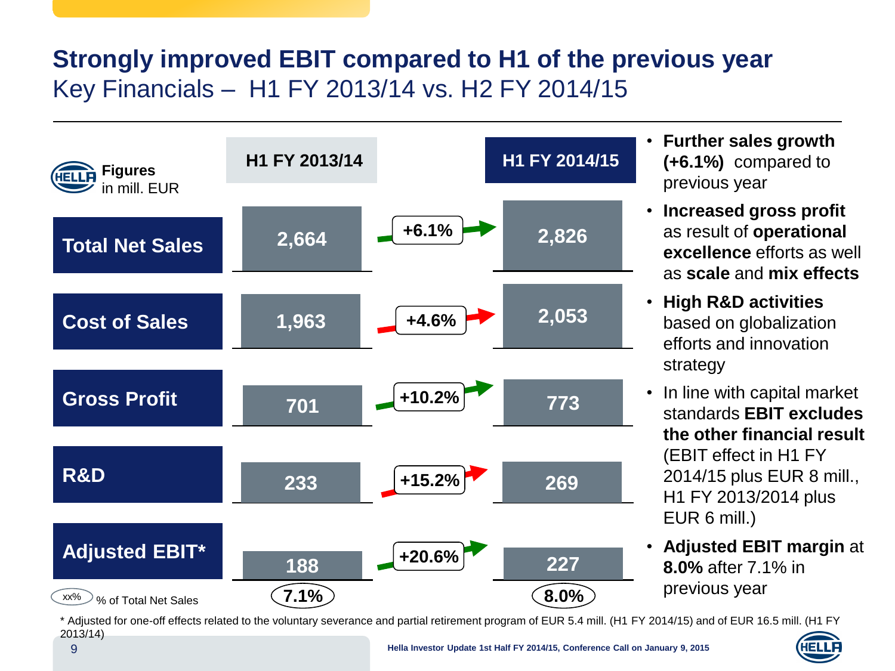# Strongly improved EBIT compared to H1 of the previous year

## Key Financials – H1 FY 2013/14 vs. H2 FY 2014/15

| Figures in mill. EUR | H1 FY 2013/14 | Change | H1 FY 2014/15 |
|---|---|---|---|
| Total Net Sales | 2,664 | +6.1% | 2,826 |
| Cost of Sales | 1,963 | +4.6% | 2,053 |
| Gross Profit | 701 | +10.2% | 773 |
| R&D | 233 | +15.2% | 269 |
| Adjusted EBIT* | 188 | +20.6% | 227 |
| % of Total Net Sales | 7.1% | | 8.0% |

- **Further sales growth (+6.1%)** compared to previous year
- **Increased gross profit** as result of **operational excellence** efforts as well as **scale** and **mix effects**
- **High R&D activities** based on globalization efforts and innovation strategy
- In line with capital market standards **EBIT excludes the other financial result** (EBIT effect in H1 FY 2014/15 plus EUR 8 mill., H1 FY 2013/2014 plus EUR 6 mill.)
- **Adjusted EBIT margin** at **8.0%** after 7.1% in previous year

* Adjusted for one-off effects related to the voluntary severance and partial retirement program of EUR 5.4 mill. (H1 FY 2014/15) and of EUR 16.5 mill. (H1 FY 2013/14)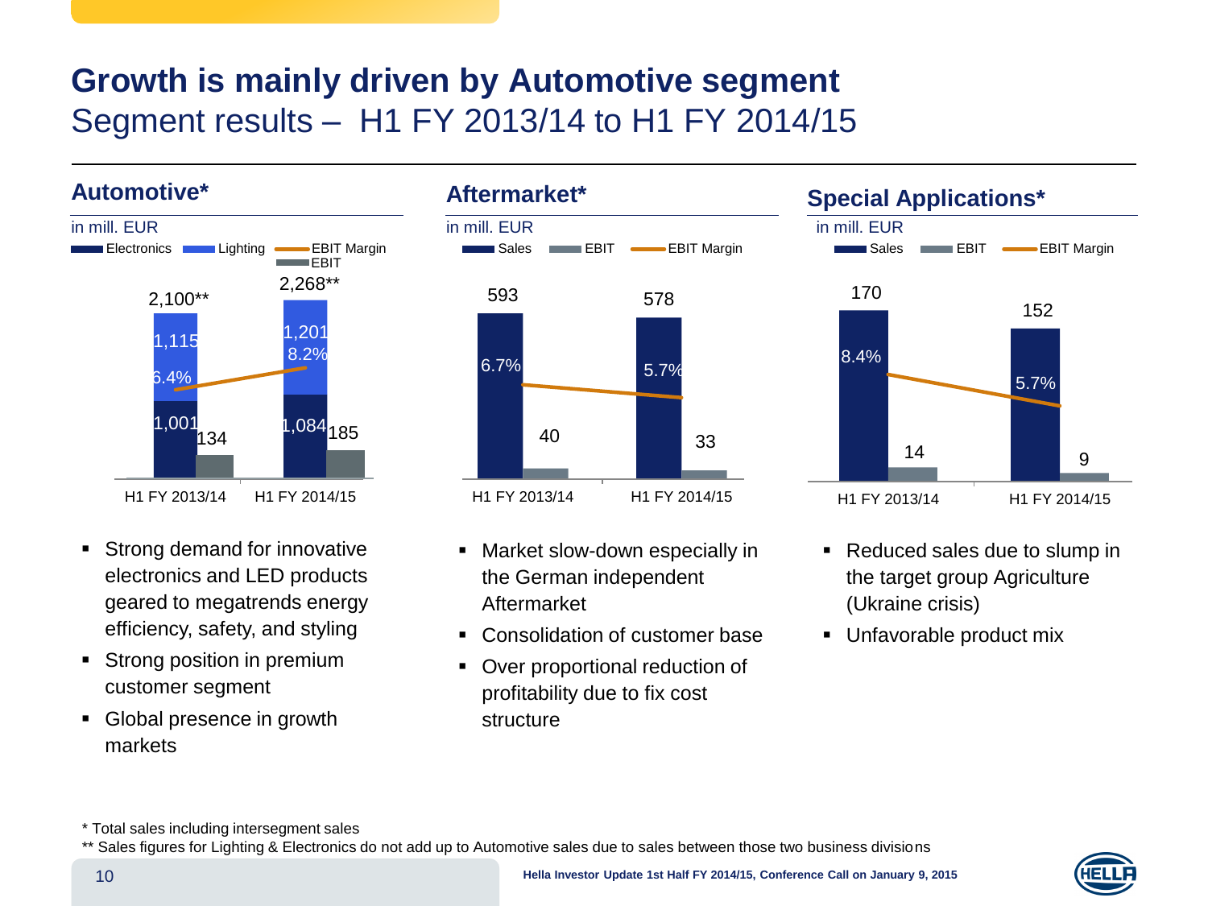# Growth is mainly driven by Automotive segment

## Segment results – H1 FY 2013/14 to H1 FY 2014/15

### Automotive*

in mill. EUR

Electronics
Lighting
EBIT Margin
EBIT

2,100**
2,268**
1,115
1,201
6.4%
8.2%
1,001
134
1,084
185

H1 FY 2013/14
H1 FY 2014/15

- Strong demand for innovative electronics and LED products geared to megatrends energy efficiency, safety, and styling
- Strong position in premium customer segment
- Global presence in growth markets

### Aftermarket*

in mill. EUR

Sales
EBIT
EBIT Margin

593
578
6.7%
5.7%
40
33

H1 FY 2013/14
H1 FY 2014/15

- Market slow-down especially in the German independent Aftermarket
- Consolidation of customer base
- Over proportional reduction of profitability due to fix cost structure

### Special Applications*

in mill. EUR

Sales
EBIT
EBIT Margin

170
152
8.4%
5.7%
14
9

H1 FY 2013/14
H1 FY 2014/15

- Reduced sales due to slump in the target group Agriculture (Ukraine crisis)
- Unfavorable product mix

\* Total sales including intersegment sales

\*\* Sales figures for Lighting & Electronics do not add up to Automotive sales due to sales between those two business divisions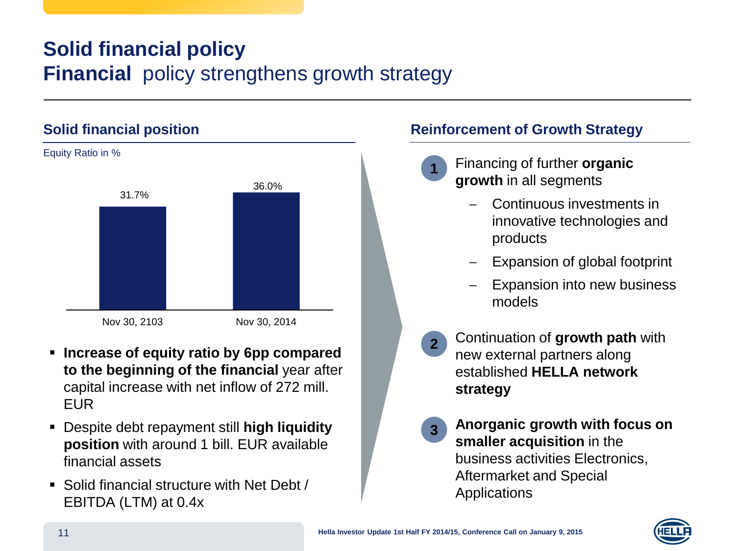# Solid financial policy

## Financial policy strengthens growth strategy

### Solid financial position

Equity Ratio in %

31.7%

36.0%

Nov 30, 2103

Nov 30, 2014

- **Increase of equity ratio by 6pp compared to the beginning of the financial** year after capital increase with net inflow of 272 mill. EUR
- Despite debt repayment still **high liquidity position** with around 1 bill. EUR available financial assets
- Solid financial structure with Net Debt / EBITDA (LTM) at 0.4x

### Reinforcement of Growth Strategy

1. Financing of further **organic growth** in all segments
   - Continuous investments in innovative technologies and products
   - Expansion of global footprint
   - Expansion into new business models
2. Continuation of **growth path** with new external partners along established **HELLA network strategy**
3. **Anorganic growth with focus on smaller acquisition** in the business activities Electronics, Aftermarket and Special Applications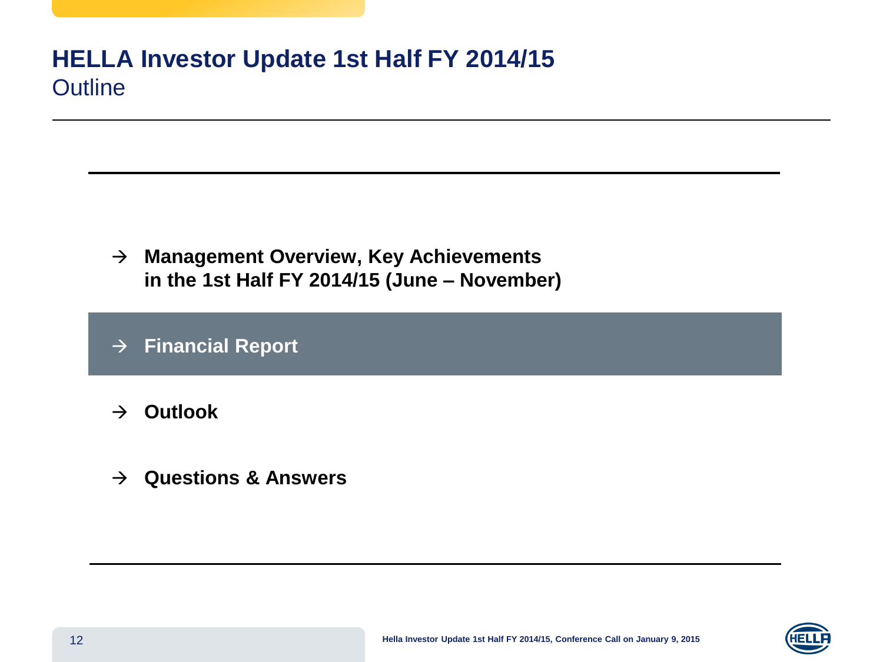# HELLA Investor Update 1st Half FY 2014/15

## Outline

- → **Management Overview, Key Achievements in the 1st Half FY 2014/15 (June – November)**
- → **Financial Report**
- → **Outlook**
- → **Questions & Answers**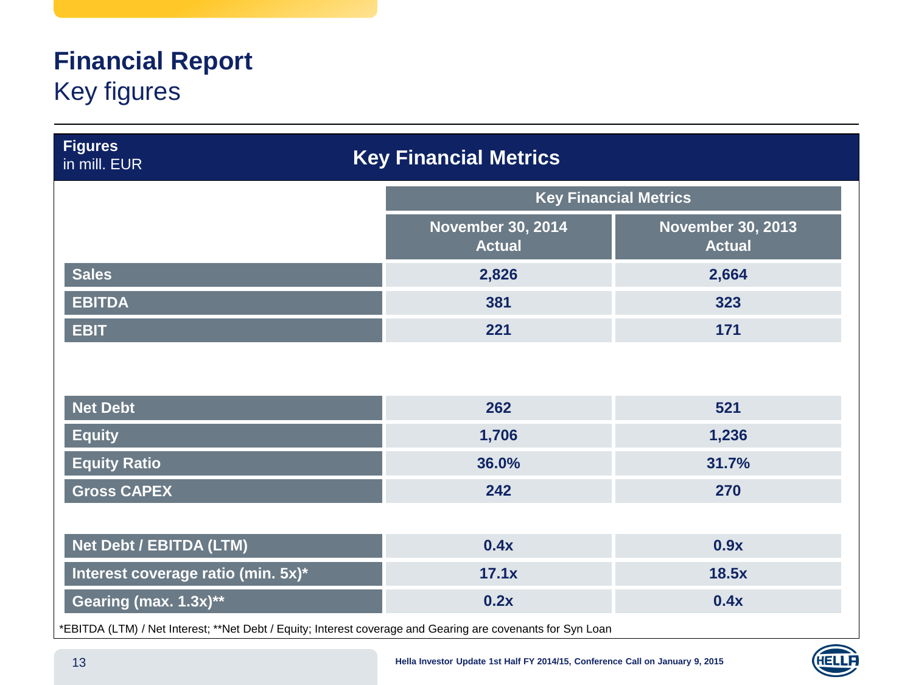# Financial Report

## Key figures

| Figures in mill. EUR | Key Financial Metrics | |
|---|---|---|
| | November 30, 2014 Actual | November 30, 2013 Actual |
| **Sales** | 2,826 | 2,664 |
| **EBITDA** | 381 | 323 |
| **EBIT** | 221 | 171 |
| | | |
| **Net Debt** | 262 | 521 |
| **Equity** | 1,706 | 1,236 |
| **Equity Ratio** | 36.0% | 31.7% |
| **Gross CAPEX** | 242 | 270 |
| | | |
| **Net Debt / EBITDA (LTM)** | 0.4x | 0.9x |
| **Interest coverage ratio (min. 5x)*** | 17.1x | 18.5x |
| **Gearing (max. 1.3x)**** | 0.2x | 0.4x |

*EBITDA (LTM) / Net Interest; **Net Debt / Equity; Interest coverage and Gearing are covenants for Syn Loan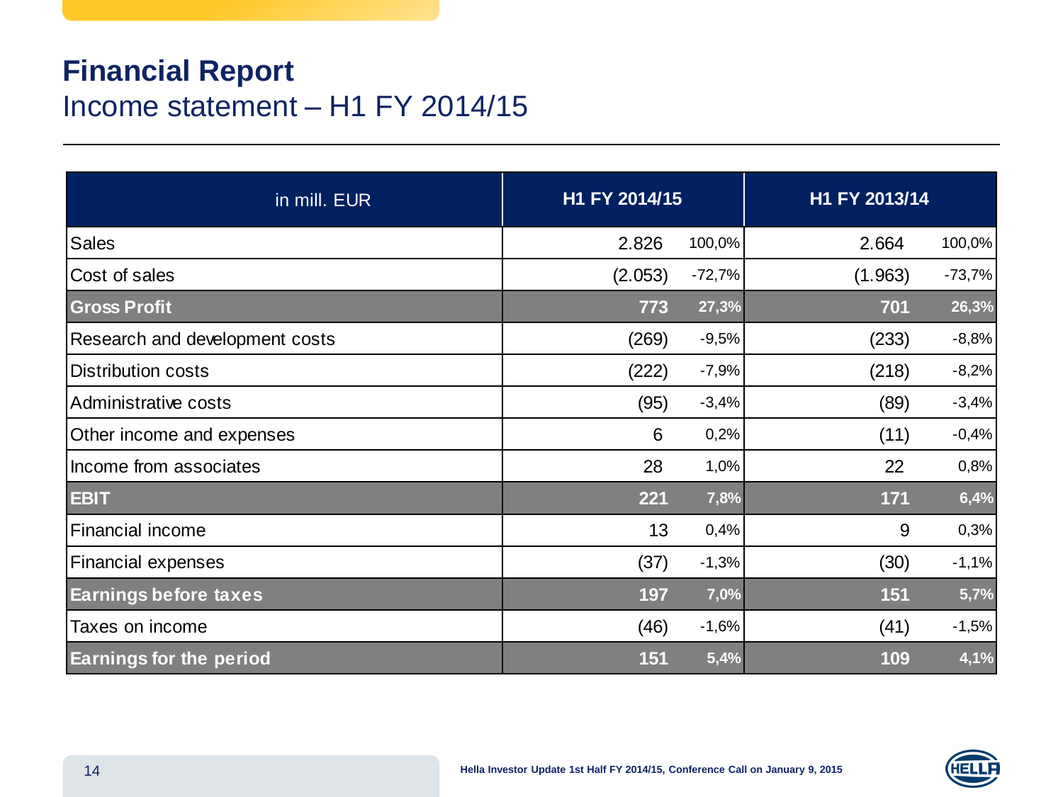# Financial Report

## Income statement – H1 FY 2014/15

| in mill. EUR | H1 FY 2014/15 | | H1 FY 2013/14 | |
|---|---|---|---|---|
| Sales | 2.826 | 100,0% | 2.664 | 100,0% |
| Cost of sales | (2.053) | -72,7% | (1.963) | -73,7% |
| **Gross Profit** | **773** | **27,3%** | **701** | **26,3%** |
| Research and development costs | (269) | -9,5% | (233) | -8,8% |
| Distribution costs | (222) | -7,9% | (218) | -8,2% |
| Administrative costs | (95) | -3,4% | (89) | -3,4% |
| Other income and expenses | 6 | 0,2% | (11) | -0,4% |
| Income from associates | 28 | 1,0% | 22 | 0,8% |
| **EBIT** | **221** | **7,8%** | **171** | **6,4%** |
| Financial income | 13 | 0,4% | 9 | 0,3% |
| Financial expenses | (37) | -1,3% | (30) | -1,1% |
| **Earnings before taxes** | **197** | **7,0%** | **151** | **5,7%** |
| Taxes on income | (46) | -1,6% | (41) | -1,5% |
| **Earnings for the period** | **151** | **5,4%** | **109** | **4,1%** |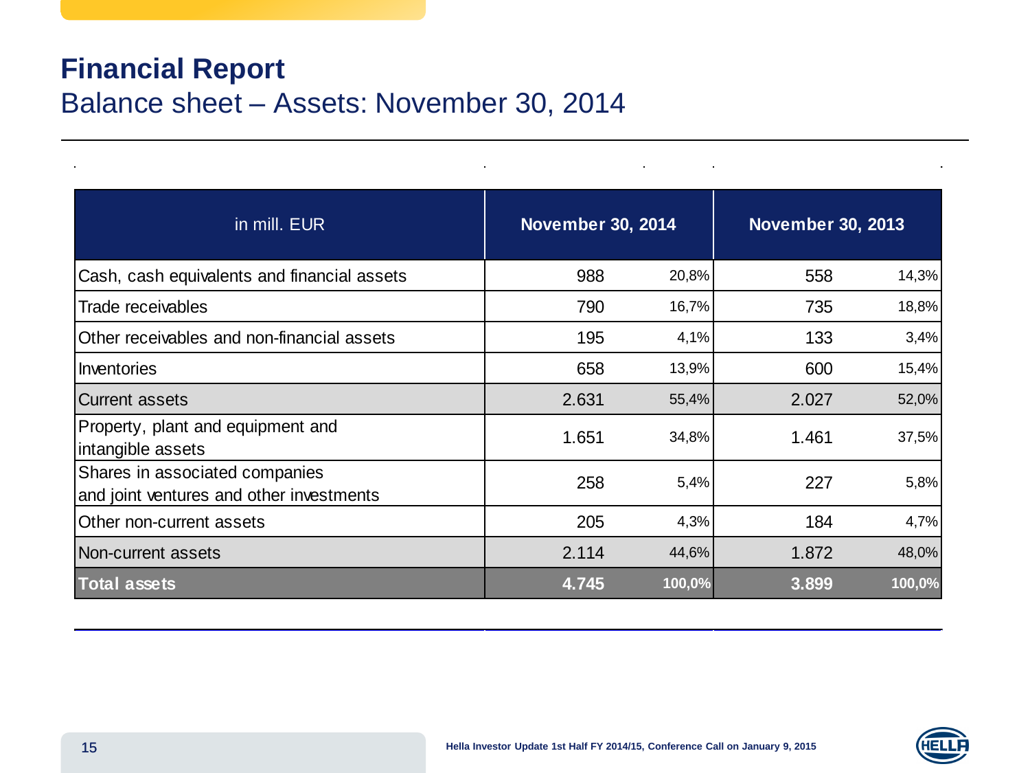# Financial Report

## Balance sheet – Assets: November 30, 2014

| in mill. EUR | November 30, 2014 | | November 30, 2013 | |
|---|---|---|---|---|
| Cash, cash equivalents and financial assets | 988 | 20,8% | 558 | 14,3% |
| Trade receivables | 790 | 16,7% | 735 | 18,8% |
| Other receivables and non-financial assets | 195 | 4,1% | 133 | 3,4% |
| Inventories | 658 | 13,9% | 600 | 15,4% |
| Current assets | 2.631 | 55,4% | 2.027 | 52,0% |
| Property, plant and equipment and intangible assets | 1.651 | 34,8% | 1.461 | 37,5% |
| Shares in associated companies and joint ventures and other investments | 258 | 5,4% | 227 | 5,8% |
| Other non-current assets | 205 | 4,3% | 184 | 4,7% |
| Non-current assets | 2.114 | 44,6% | 1.872 | 48,0% |
| **Total assets** | **4.745** | **100,0%** | **3.899** | **100,0%** |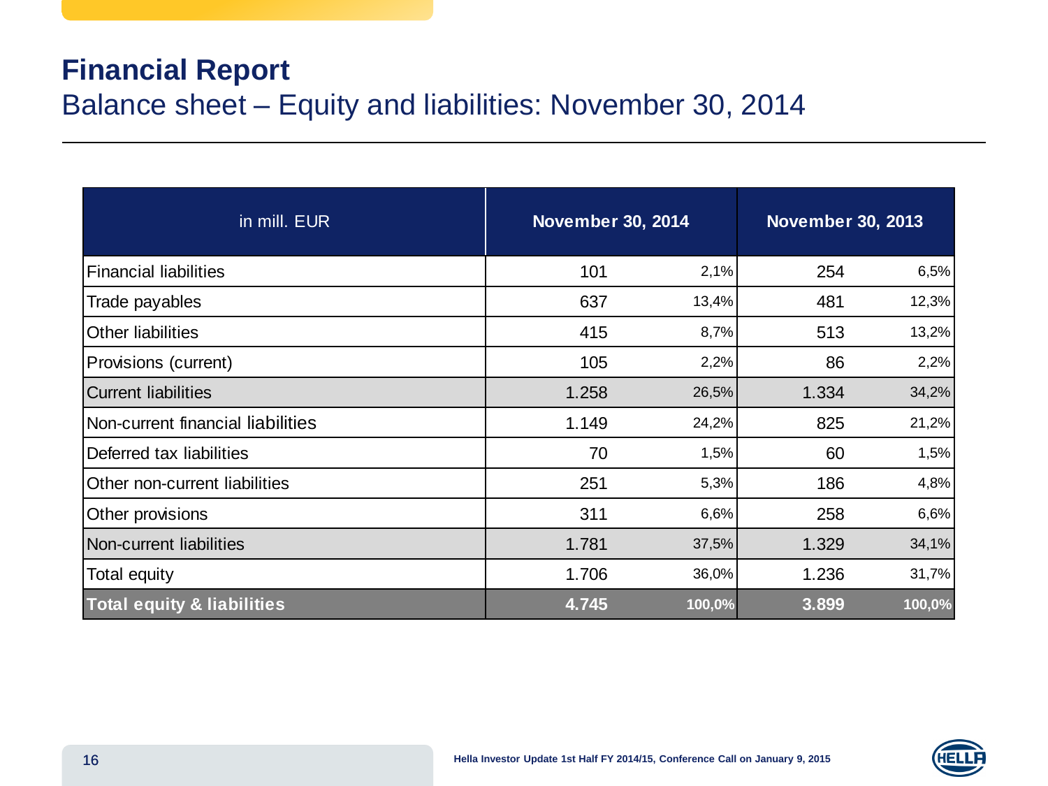# Financial Report

## Balance sheet – Equity and liabilities: November 30, 2014

| in mill. EUR | November 30, 2014 | | November 30, 2013 | |
|---|---|---|---|---|
| Financial liabilities | 101 | 2,1% | 254 | 6,5% |
| Trade payables | 637 | 13,4% | 481 | 12,3% |
| Other liabilities | 415 | 8,7% | 513 | 13,2% |
| Provisions (current) | 105 | 2,2% | 86 | 2,2% |
| Current liabilities | 1.258 | 26,5% | 1.334 | 34,2% |
| Non-current financial liabilities | 1.149 | 24,2% | 825 | 21,2% |
| Deferred tax liabilities | 70 | 1,5% | 60 | 1,5% |
| Other non-current liabilities | 251 | 5,3% | 186 | 4,8% |
| Other provisions | 311 | 6,6% | 258 | 6,6% |
| Non-current liabilities | 1.781 | 37,5% | 1.329 | 34,1% |
| Total equity | 1.706 | 36,0% | 1.236 | 31,7% |
| **Total equity & liabilities** | **4.745** | **100,0%** | **3.899** | **100,0%** |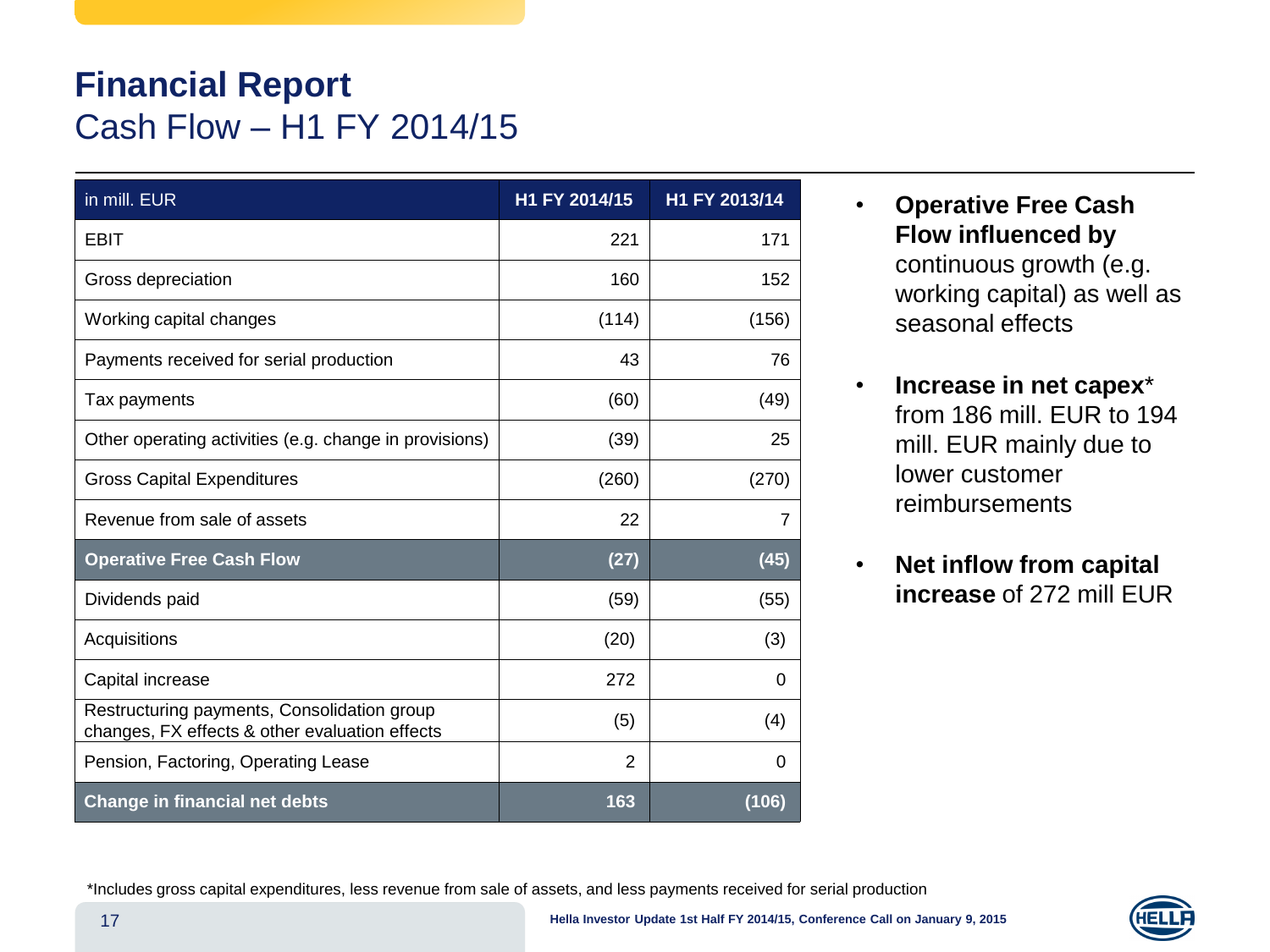# Financial Report

## Cash Flow – H1 FY 2014/15

| in mill. EUR | H1 FY 2014/15 | H1 FY 2013/14 |
|---|---|---|
| EBIT | 221 | 171 |
| Gross depreciation | 160 | 152 |
| Working capital changes | (114) | (156) |
| Payments received for serial production | 43 | 76 |
| Tax payments | (60) | (49) |
| Other operating activities (e.g. change in provisions) | (39) | 25 |
| Gross Capital Expenditures | (260) | (270) |
| Revenue from sale of assets | 22 | 7 |
| **Operative Free Cash Flow** | **(27)** | **(45)** |
| Dividends paid | (59) | (55) |
| Acquisitions | (20) | (3) |
| Capital increase | 272 | 0 |
| Restructuring payments, Consolidation group changes, FX effects & other evaluation effects | (5) | (4) |
| Pension, Factoring, Operating Lease | 2 | 0 |
| **Change in financial net debts** | **163** | **(106)** |

- **Operative Free Cash Flow influenced by** continuous growth (e.g. working capital) as well as seasonal effects
- **Increase in net capex*** from 186 mill. EUR to 194 mill. EUR mainly due to lower customer reimbursements
- **Net inflow from capital increase** of 272 mill EUR

*Includes gross capital expenditures, less revenue from sale of assets, and less payments received for serial production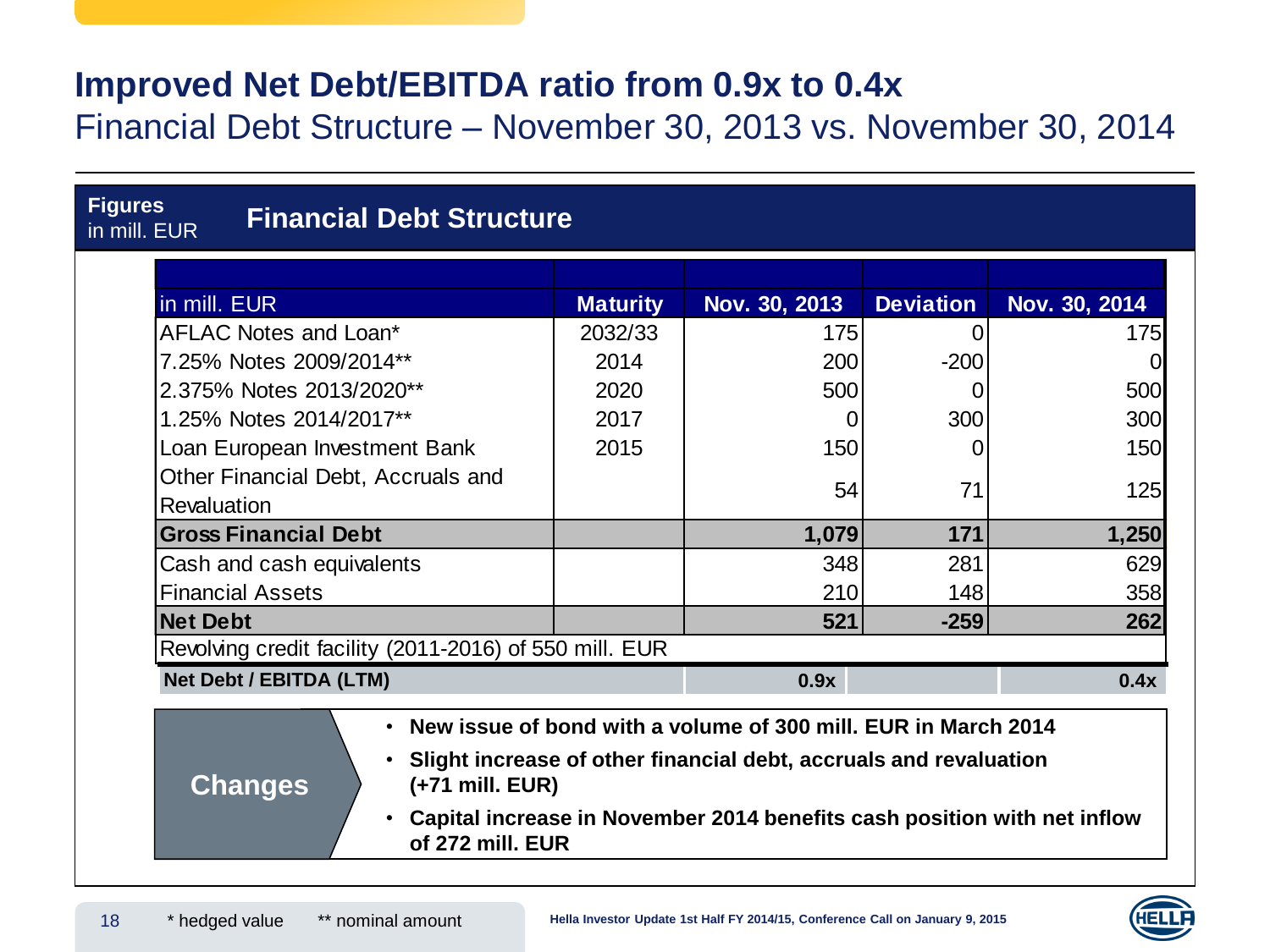# Improved Net Debt/EBITDA ratio from 0.9x to 0.4x

## Financial Debt Structure – November 30, 2013 vs. November 30, 2014

**Figures** in mill. EUR

### Financial Debt Structure

| in mill. EUR | Maturity | Nov. 30, 2013 | Deviation | Nov. 30, 2014 |
|---|---|---|---|---|
| AFLAC Notes and Loan* | 2032/33 | 175 | 0 | 175 |
| 7.25% Notes 2009/2014** | 2014 | 200 | -200 | 0 |
| 2.375% Notes 2013/2020** | 2020 | 500 | 0 | 500 |
| 1.25% Notes 2014/2017** | 2017 | 0 | 300 | 300 |
| Loan European Investment Bank | 2015 | 150 | 0 | 150 |
| Other Financial Debt, Accruals and Revaluation | | 54 | 71 | 125 |
| **Gross Financial Debt** | | **1,079** | **171** | **1,250** |
| Cash and cash equivalents | | 348 | 281 | 629 |
| Financial Assets | | 210 | 148 | 358 |
| **Net Debt** | | **521** | **-259** | **262** |
| Revolving credit facility (2011-2016) of 550 mill. EUR | | | | |
| **Net Debt / EBITDA (LTM)** | | **0.9x** | | **0.4x** |

**Changes**

- **New issue of bond with a volume of 300 mill. EUR in March 2014**
- **Slight increase of other financial debt, accruals and revaluation (+71 mill. EUR)**
- **Capital increase in November 2014 benefits cash position with net inflow of 272 mill. EUR**

\* hedged value ** nominal amount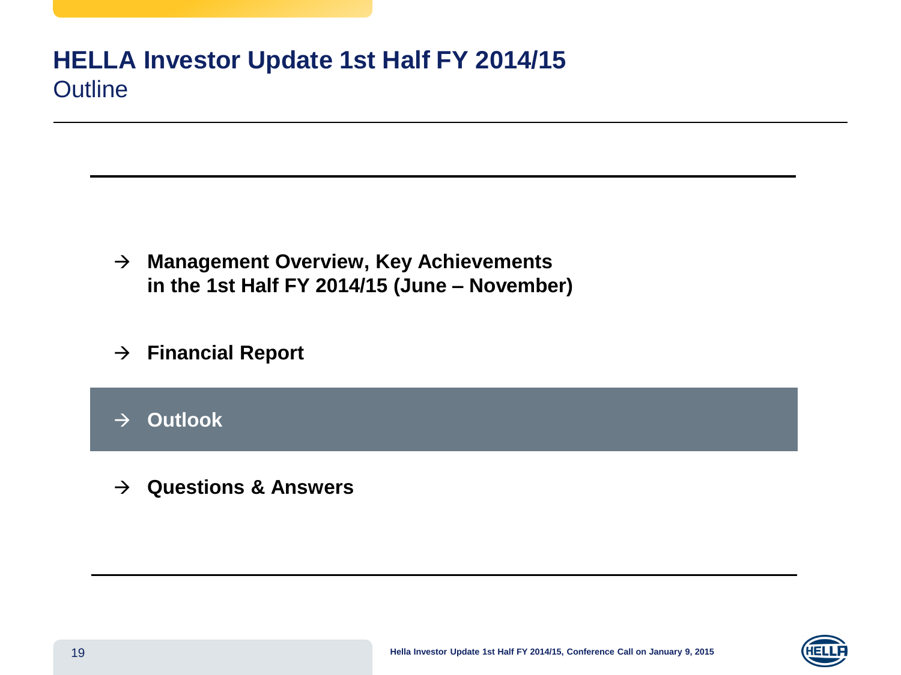# HELLA Investor Update 1st Half FY 2014/15

## Outline

- → **Management Overview, Key Achievements in the 1st Half FY 2014/15 (June – November)**
- → **Financial Report**
- → **Outlook**
- → **Questions & Answers**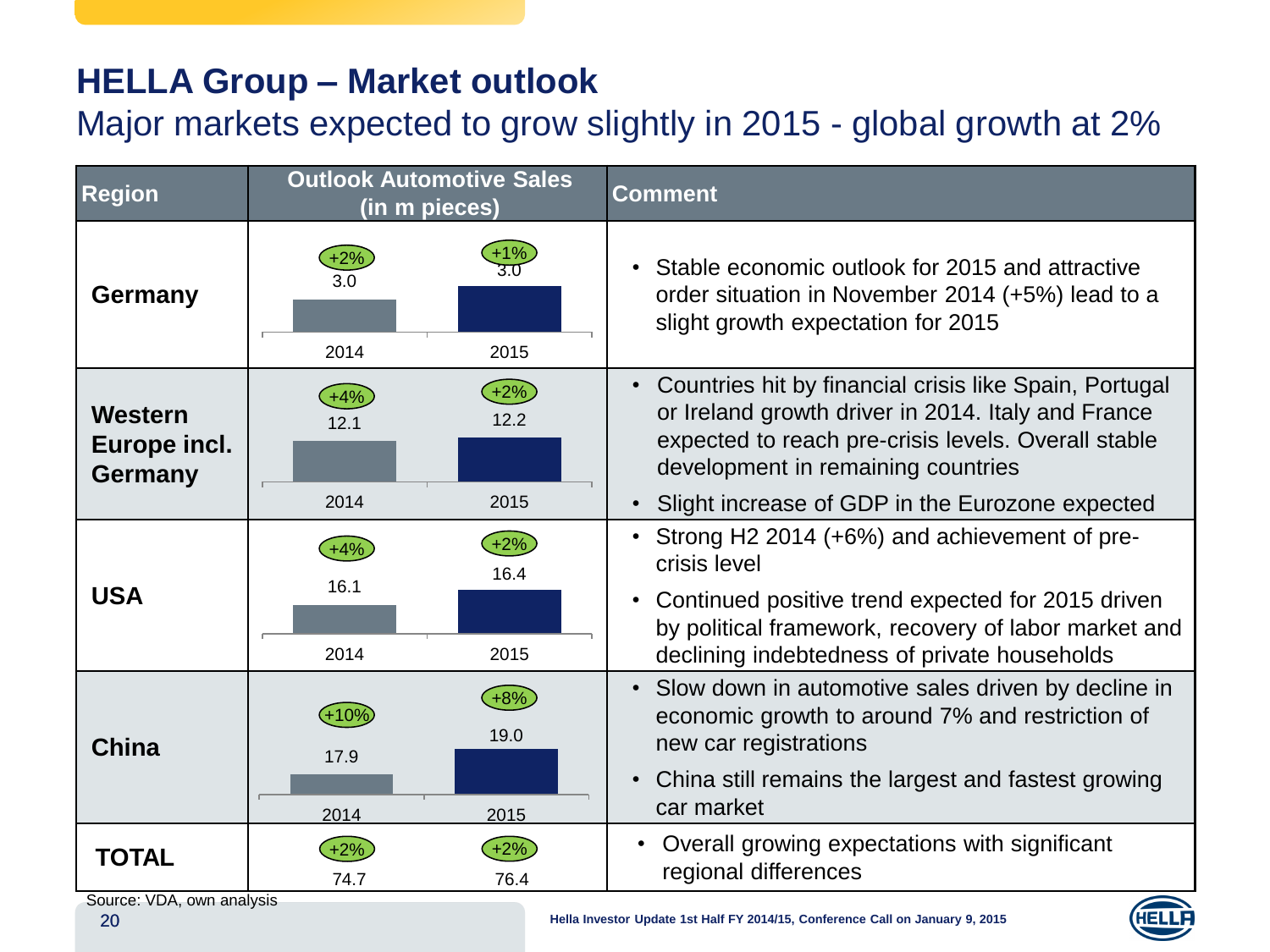# HELLA Group – Market outlook

## Major markets expected to grow slightly in 2015 - global growth at 2%

| Region | Outlook Automotive Sales (in m pieces) | Comment |
|---|---|---|
| **Germany** | 2014: 3.0 (+2%)<br>2015: 3.0 (+1%) | • Stable economic outlook for 2015 and attractive order situation in November 2014 (+5%) lead to a slight growth expectation for 2015 |
| **Western Europe incl. Germany** | 2014: 12.1 (+4%)<br>2015: 12.2 (+2%) | • Countries hit by financial crisis like Spain, Portugal or Ireland growth driver in 2014. Italy and France expected to reach pre-crisis levels. Overall stable development in remaining countries<br>• Slight increase of GDP in the Eurozone expected |
| **USA** | 2014: 16.1 (+4%)<br>2015: 16.4 (+2%) | • Strong H2 2014 (+6%) and achievement of pre-crisis level<br>• Continued positive trend expected for 2015 driven by political framework, recovery of labor market and declining indebtedness of private households |
| **China** | 2014: 17.9 (+10%)<br>2015: 19.0 (+8%) | • Slow down in automotive sales driven by decline in economic growth to around 7% and restriction of new car registrations<br>• China still remains the largest and fastest growing car market |
| **TOTAL** | 2014: 74.7 (+2%)<br>2015: 76.4 (+2%) | • Overall growing expectations with significant regional differences |

Source: VDA, own analysis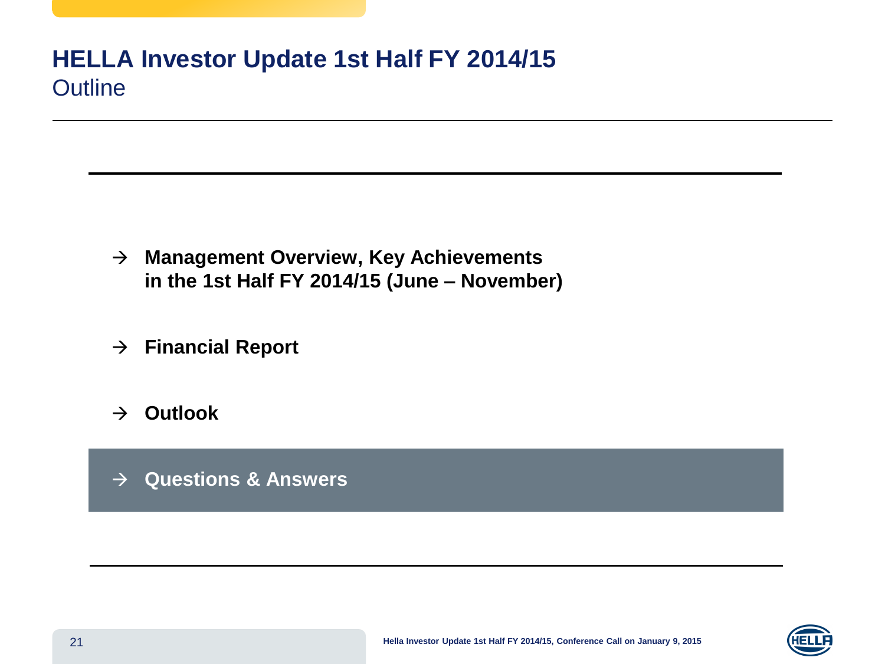# HELLA Investor Update 1st Half FY 2014/15

## Outline

- → **Management Overview, Key Achievements in the 1st Half FY 2014/15 (June – November)**
- → **Financial Report**
- → **Outlook**
- → **Questions & Answers**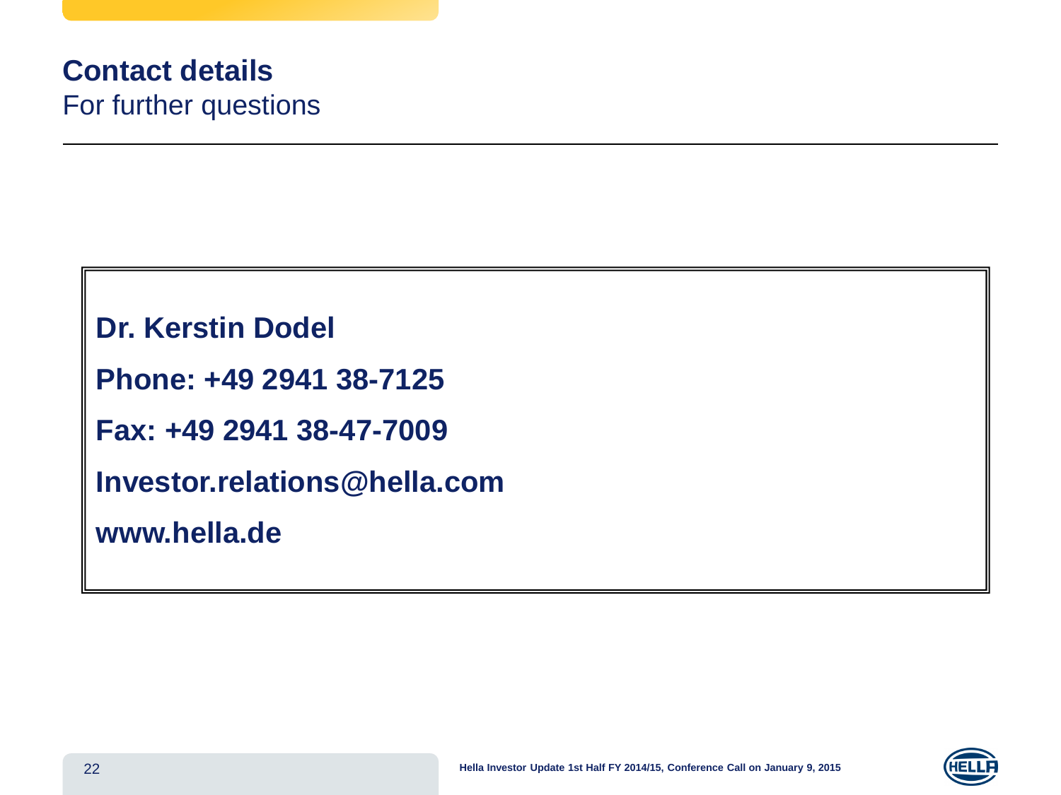# Contact details

For further questions

**Dr. Kerstin Dodel**

**Phone: +49 2941 38-7125**

**Fax: +49 2941 38-47-7009**

**Investor.relations@hella.com**

**www.hella.de**